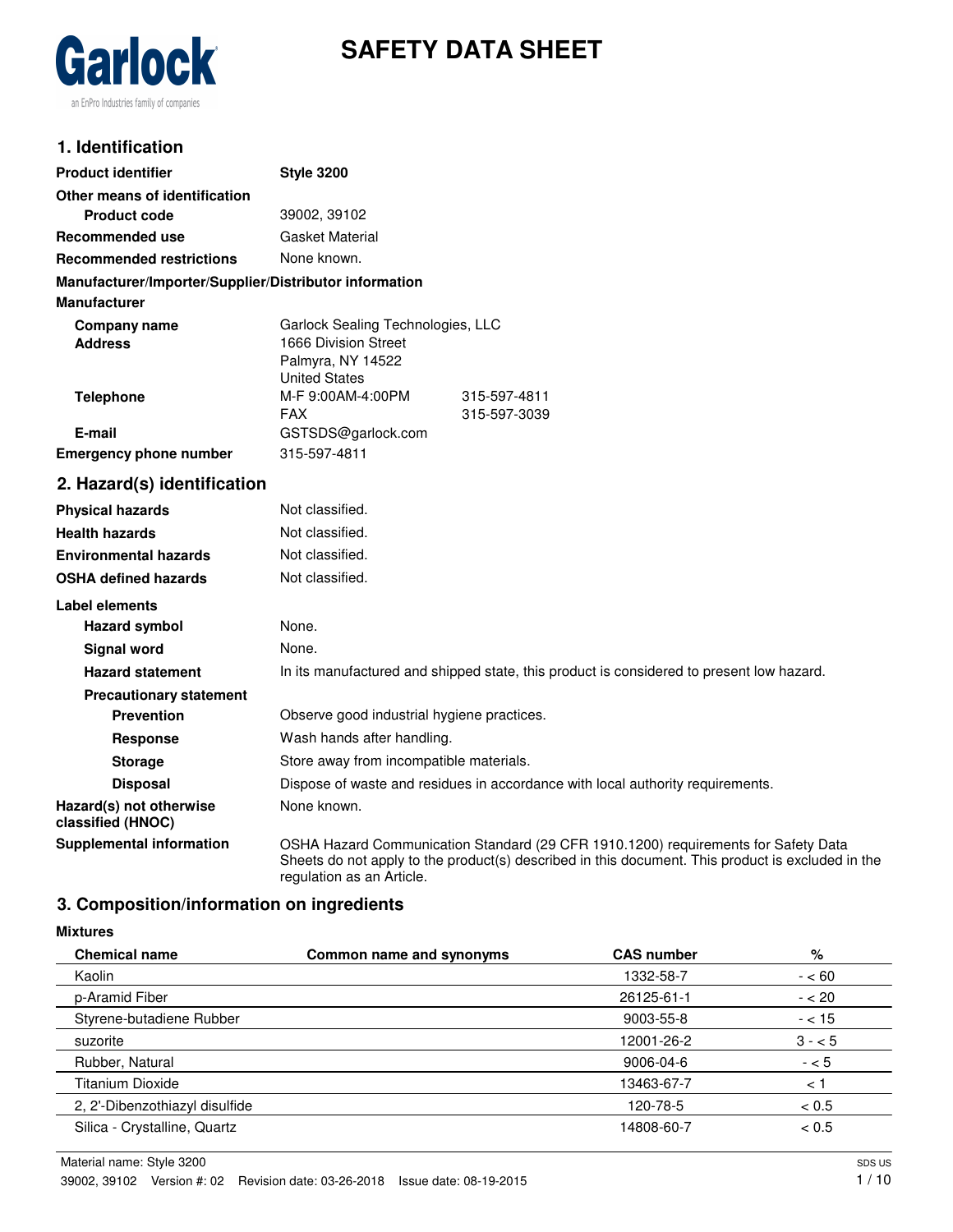Garlock

an EnPro Industries family of companies

# SAFETY DATA SHEET

## 1. Identification

**Product identifier** **Style 3200**

**Other means of identification**

**Product code** 39002, 39102

**Recommended use** Gasket Material

**Recommended restrictions** None known.

**Manufacturer/Importer/Supplier/Distributor information**

**Manufacturer**

**Company name** Garlock Sealing Technologies, LLC

**Address** 1666 Division Street
Palmyra, NY 14522
United States

**Telephone** M-F 9:00AM-4:00PM 315-597-4811
FAX 315-597-3039

**E-mail** GSTSDS@garlock.com

**Emergency phone number** 315-597-4811

## 2. Hazard(s) identification

**Physical hazards** Not classified.

**Health hazards** Not classified.

**Environmental hazards** Not classified.

**OSHA defined hazards** Not classified.

**Label elements**

**Hazard symbol** None.

**Signal word** None.

**Hazard statement** In its manufactured and shipped state, this product is considered to present low hazard.

**Precautionary statement**

**Prevention** Observe good industrial hygiene practices.

**Response** Wash hands after handling.

**Storage** Store away from incompatible materials.

**Disposal** Dispose of waste and residues in accordance with local authority requirements.

**Hazard(s) not otherwise classified (HNOC)** None known.

**Supplemental information** OSHA Hazard Communication Standard (29 CFR 1910.1200) requirements for Safety Data Sheets do not apply to the product(s) described in this document. This product is excluded in the regulation as an Article.

## 3. Composition/information on ingredients

**Mixtures**

| Chemical name | Common name and synonyms | CAS number | % |
|---|---|---|---|
| Kaolin | | 1332-58-7 | - < 60 |
| p-Aramid Fiber | | 26125-61-1 | - < 20 |
| Styrene-butadiene Rubber | | 9003-55-8 | - < 15 |
| suzorite | | 12001-26-2 | 3 - < 5 |
| Rubber, Natural | | 9006-04-6 | - < 5 |
| Titanium Dioxide | | 13463-67-7 | < 1 |
| 2, 2'-Dibenzothiazyl disulfide | | 120-78-5 | < 0.5 |
| Silica - Crystalline, Quartz | | 14808-60-7 | < 0.5 |

Material name: Style 3200

39002, 39102 Version #: 02 Revision date: 03-26-2018 Issue date: 08-19-2015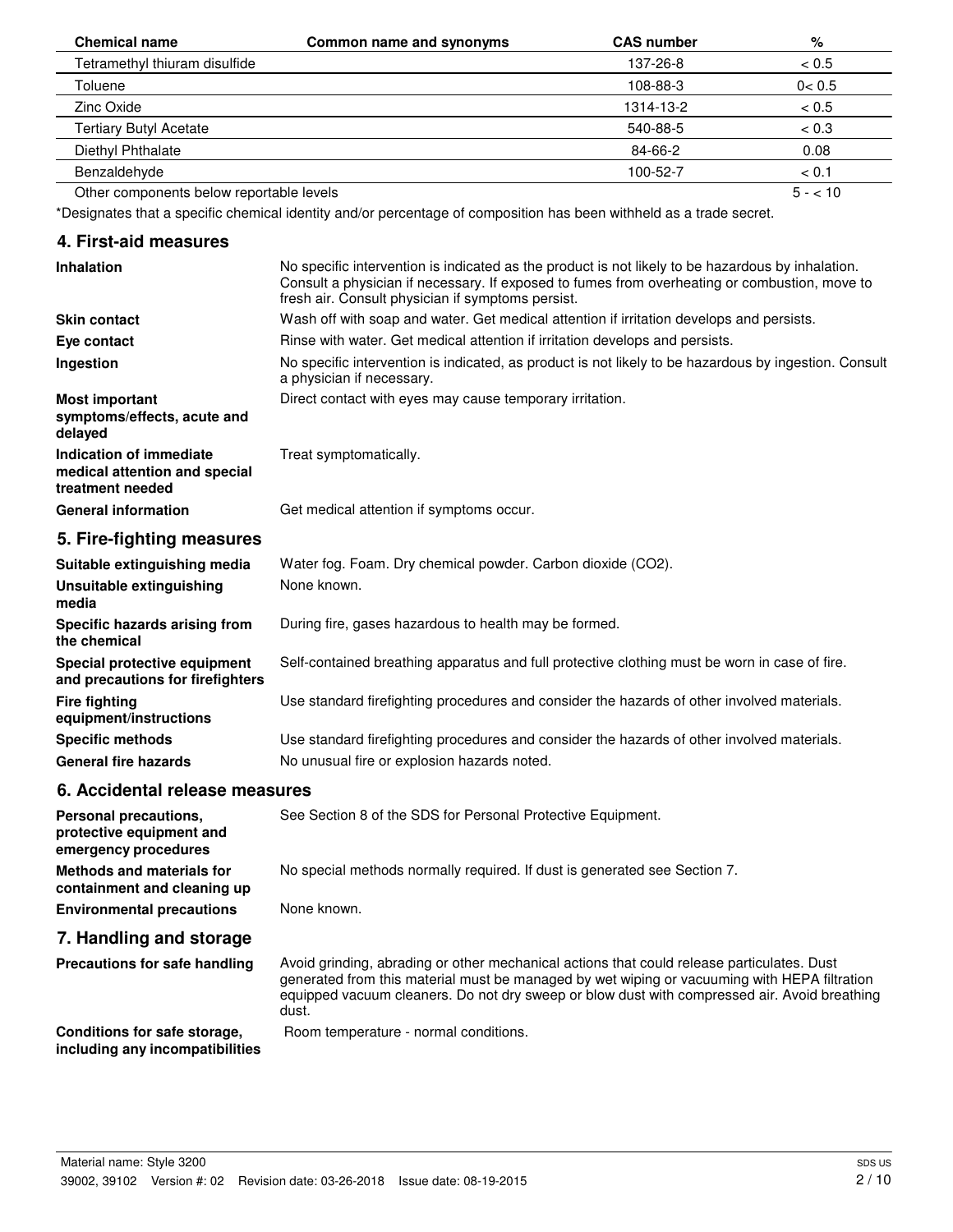| Chemical name | Common name and synonyms | CAS number | % |
|---|---|---|---|
| Tetramethyl thiuram disulfide | | 137-26-8 | < 0.5 |
| Toluene | | 108-88-3 | 0< 0.5 |
| Zinc Oxide | | 1314-13-2 | < 0.5 |
| Tertiary Butyl Acetate | | 540-88-5 | < 0.3 |
| Diethyl Phthalate | | 84-66-2 | 0.08 |
| Benzaldehyde | | 100-52-7 | < 0.1 |
| Other components below reportable levels | | | 5 - < 10 |

*Designates that a specific chemical identity and/or percentage of composition has been withheld as a trade secret.

## 4. First-aid measures

**Inhalation**
No specific intervention is indicated as the product is not likely to be hazardous by inhalation. Consult a physician if necessary. If exposed to fumes from overheating or combustion, move to fresh air. Consult physician if symptoms persist.

**Skin contact**
Wash off with soap and water. Get medical attention if irritation develops and persists.

**Eye contact**
Rinse with water. Get medical attention if irritation develops and persists.

**Ingestion**
No specific intervention is indicated, as product is not likely to be hazardous by ingestion. Consult a physician if necessary.

**Most important symptoms/effects, acute and delayed**
Direct contact with eyes may cause temporary irritation.

**Indication of immediate medical attention and special treatment needed**
Treat symptomatically.

**General information**
Get medical attention if symptoms occur.

## 5. Fire-fighting measures

**Suitable extinguishing media**
Water fog. Foam. Dry chemical powder. Carbon dioxide ($CO_2$).

**Unsuitable extinguishing media**
None known.

**Specific hazards arising from the chemical**
During fire, gases hazardous to health may be formed.

**Special protective equipment and precautions for firefighters**
Self-contained breathing apparatus and full protective clothing must be worn in case of fire.

**Fire fighting equipment/instructions**
Use standard firefighting procedures and consider the hazards of other involved materials.

**Specific methods**
Use standard firefighting procedures and consider the hazards of other involved materials.

**General fire hazards**
No unusual fire or explosion hazards noted.

## 6. Accidental release measures

**Personal precautions, protective equipment and emergency procedures**
See Section 8 of the SDS for Personal Protective Equipment.

**Methods and materials for containment and cleaning up**
No special methods normally required. If dust is generated see Section 7.

**Environmental precautions**
None known.

## 7. Handling and storage

**Precautions for safe handling**
Avoid grinding, abrading or other mechanical actions that could release particulates. Dust generated from this material must be managed by wet wiping or vacuuming with HEPA filtration equipped vacuum cleaners. Do not dry sweep or blow dust with compressed air. Avoid breathing dust.

**Conditions for safe storage, including any incompatibilities**
Room temperature - normal conditions.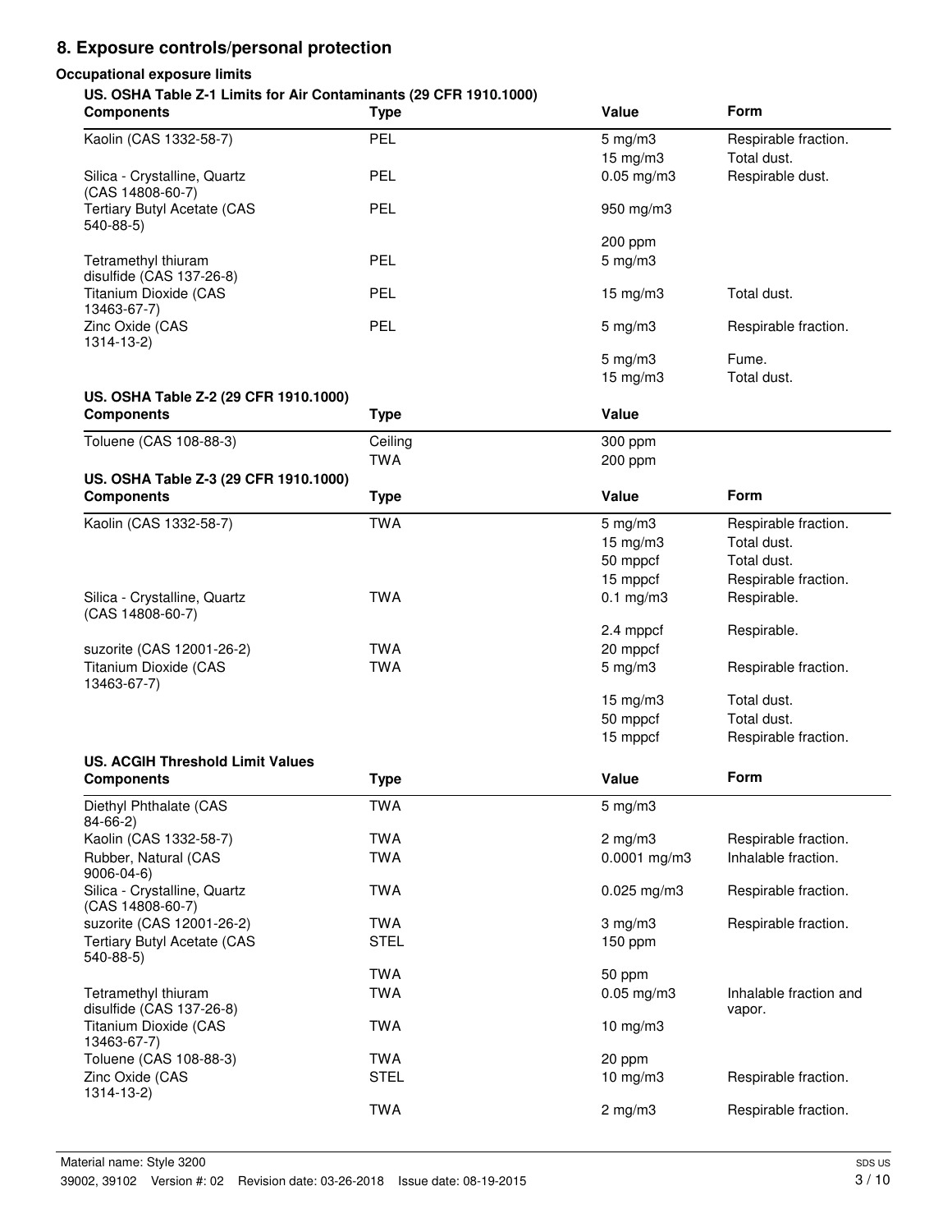## 8. Exposure controls/personal protection

**Occupational exposure limits**

**US. OSHA Table Z-1 Limits for Air Contaminants (29 CFR 1910.1000)**

| Components | Type | Value | Form |
|---|---|---|---|
| Kaolin (CAS 1332-58-7) | PEL | 5 mg/m3 | Respirable fraction. |
| | | 15 mg/m3 | Total dust. |
| Silica - Crystalline, Quartz (CAS 14808-60-7) | PEL | 0.05 mg/m3 | Respirable dust. |
| Tertiary Butyl Acetate (CAS 540-88-5) | PEL | 950 mg/m3 | |
| | | 200 ppm | |
| Tetramethyl thiuram disulfide (CAS 137-26-8) | PEL | 5 mg/m3 | |
| Titanium Dioxide (CAS 13463-67-7) | PEL | 15 mg/m3 | Total dust. |
| Zinc Oxide (CAS 1314-13-2) | PEL | 5 mg/m3 | Respirable fraction. |
| | | 5 mg/m3 | Fume. |
| | | 15 mg/m3 | Total dust. |

**US. OSHA Table Z-2 (29 CFR 1910.1000)**

| Components | Type | Value |
|---|---|---|
| Toluene (CAS 108-88-3) | Ceiling | 300 ppm |
| | TWA | 200 ppm |

**US. OSHA Table Z-3 (29 CFR 1910.1000)**

| Components | Type | Value | Form |
|---|---|---|---|
| Kaolin (CAS 1332-58-7) | TWA | 5 mg/m3 | Respirable fraction. |
| | | 15 mg/m3 | Total dust. |
| | | 50 mppcf | Total dust. |
| | | 15 mppcf | Respirable fraction. |
| Silica - Crystalline, Quartz (CAS 14808-60-7) | TWA | 0.1 mg/m3 | Respirable. |
| | | 2.4 mppcf | Respirable. |
| suzorite (CAS 12001-26-2) | TWA | 20 mppcf | |
| Titanium Dioxide (CAS 13463-67-7) | TWA | 5 mg/m3 | Respirable fraction. |
| | | 15 mg/m3 | Total dust. |
| | | 50 mppcf | Total dust. |
| | | 15 mppcf | Respirable fraction. |

**US. ACGIH Threshold Limit Values**

| Components | Type | Value | Form |
|---|---|---|---|
| Diethyl Phthalate (CAS 84-66-2) | TWA | 5 mg/m3 | |
| Kaolin (CAS 1332-58-7) | TWA | 2 mg/m3 | Respirable fraction. |
| Rubber, Natural (CAS 9006-04-6) | TWA | 0.0001 mg/m3 | Inhalable fraction. |
| Silica - Crystalline, Quartz (CAS 14808-60-7) | TWA | 0.025 mg/m3 | Respirable fraction. |
| suzorite (CAS 12001-26-2) | TWA | 3 mg/m3 | Respirable fraction. |
| Tertiary Butyl Acetate (CAS 540-88-5) | STEL | 150 ppm | |
| | TWA | 50 ppm | |
| Tetramethyl thiuram disulfide (CAS 137-26-8) | TWA | 0.05 mg/m3 | Inhalable fraction and vapor. |
| Titanium Dioxide (CAS 13463-67-7) | TWA | 10 mg/m3 | |
| Toluene (CAS 108-88-3) | TWA | 20 ppm | |
| Zinc Oxide (CAS 1314-13-2) | STEL | 10 mg/m3 | Respirable fraction. |
| | TWA | 2 mg/m3 | Respirable fraction. |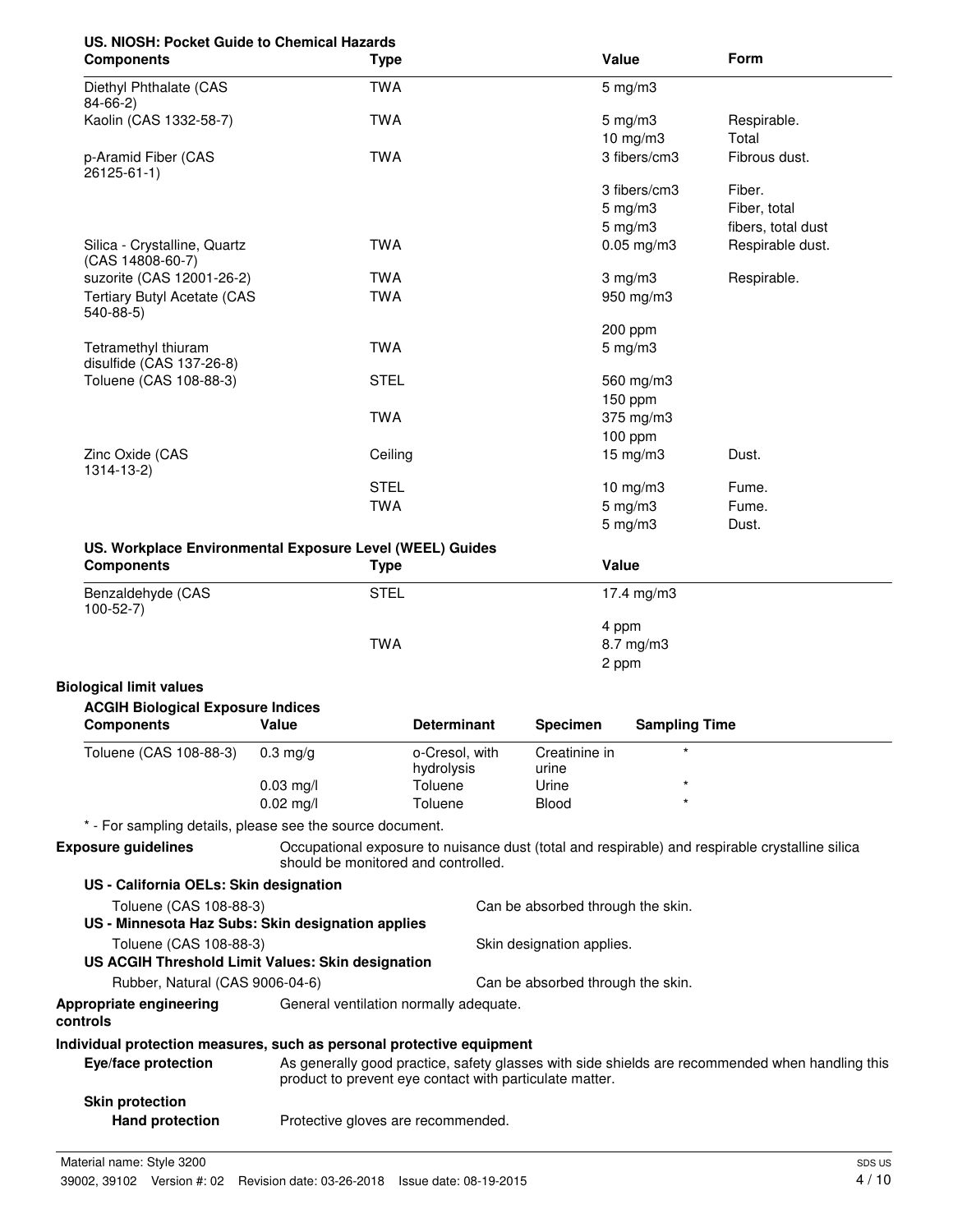**US. NIOSH: Pocket Guide to Chemical Hazards**

| Components | Type | Value | Form |
|---|---|---|---|
| Diethyl Phthalate (CAS 84-66-2) | TWA | 5 mg/m3 | |
| Kaolin (CAS 1332-58-7) | TWA | 5 mg/m3 | Respirable. |
| | | 10 mg/m3 | Total |
| p-Aramid Fiber (CAS 26125-61-1) | TWA | 3 fibers/cm3 | Fibrous dust. |
| | | 3 fibers/cm3 | Fiber. |
| | | 5 mg/m3 | Fiber, total |
| | | 5 mg/m3 | fibers, total dust |
| Silica - Crystalline, Quartz (CAS 14808-60-7) | TWA | 0.05 mg/m3 | Respirable dust. |
| suzorite (CAS 12001-26-2) | TWA | 3 mg/m3 | Respirable. |
| Tertiary Butyl Acetate (CAS 540-88-5) | TWA | 950 mg/m3 | |
| | | 200 ppm | |
| Tetramethyl thiuram disulfide (CAS 137-26-8) | TWA | 5 mg/m3 | |
| Toluene (CAS 108-88-3) | STEL | 560 mg/m3 | |
| | | 150 ppm | |
| | TWA | 375 mg/m3 | |
| | | 100 ppm | |
| Zinc Oxide (CAS 1314-13-2) | Ceiling | 15 mg/m3 | Dust. |
| | STEL | 10 mg/m3 | Fume. |
| | TWA | 5 mg/m3 | Fume. |
| | | 5 mg/m3 | Dust. |

**US. Workplace Environmental Exposure Level (WEEL) Guides**

| Components | Type | Value |
|---|---|---|
| Benzaldehyde (CAS 100-52-7) | STEL | 17.4 mg/m3 |
| | | 4 ppm |
| | TWA | 8.7 mg/m3 |
| | | 2 ppm |

**Biological limit values**

**ACGIH Biological Exposure Indices**

| Components | Value | Determinant | Specimen | Sampling Time |
|---|---|---|---|---|
| Toluene (CAS 108-88-3) | 0.3 mg/g | o-Cresol, with hydrolysis | Creatinine in urine | * |
| | 0.03 mg/l | Toluene | Urine | * |
| | 0.02 mg/l | Toluene | Blood | * |

* - For sampling details, please see the source document.

**Exposure guidelines** Occupational exposure to nuisance dust (total and respirable) and respirable crystalline silica should be monitored and controlled.

**US - California OELs: Skin designation**

Toluene (CAS 108-88-3) Can be absorbed through the skin.

**US - Minnesota Haz Subs: Skin designation applies**

Toluene (CAS 108-88-3) Skin designation applies.

**US ACGIH Threshold Limit Values: Skin designation**

Rubber, Natural (CAS 9006-04-6) Can be absorbed through the skin.

**Appropriate engineering controls** General ventilation normally adequate.

**Individual protection measures, such as personal protective equipment**

**Eye/face protection** As generally good practice, safety glasses with side shields are recommended when handling this product to prevent eye contact with particulate matter.

**Skin protection**

**Hand protection** Protective gloves are recommended.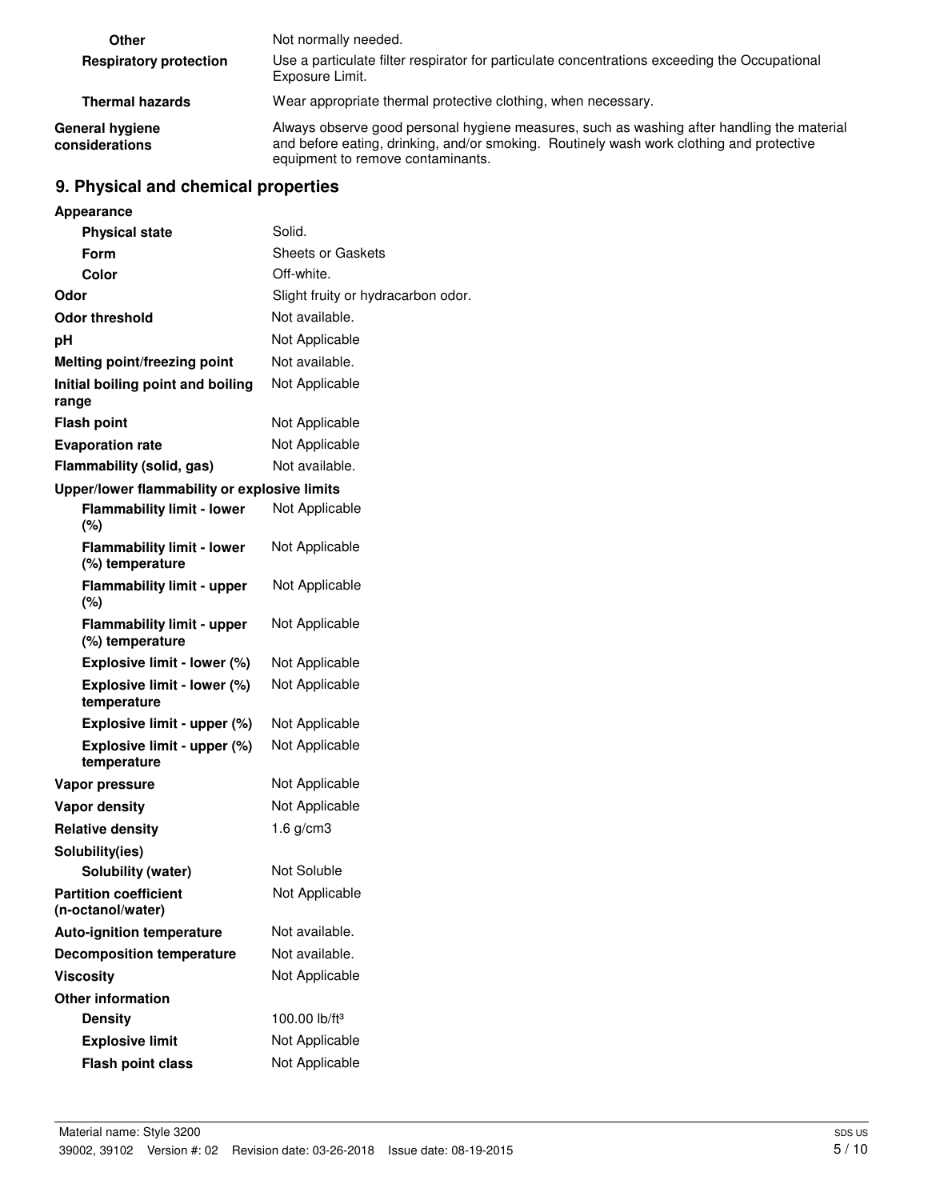| | |
|---|---|
| **Other** | Not normally needed. |
| **Respiratory protection** | Use a particulate filter respirator for particulate concentrations exceeding the Occupational Exposure Limit. |
| **Thermal hazards** | Wear appropriate thermal protective clothing, when necessary. |
| **General hygiene considerations** | Always observe good personal hygiene measures, such as washing after handling the material and before eating, drinking, and/or smoking. Routinely wash work clothing and protective equipment to remove contaminants. |

## 9. Physical and chemical properties

| | |
|---|---|
| **Appearance** | |
| **Physical state** | Solid. |
| **Form** | Sheets or Gaskets |
| **Color** | Off-white. |
| **Odor** | Slight fruity or hydracarbon odor. |
| **Odor threshold** | Not available. |
| **pH** | Not Applicable |
| **Melting point/freezing point** | Not available. |
| **Initial boiling point and boiling range** | Not Applicable |
| **Flash point** | Not Applicable |
| **Evaporation rate** | Not Applicable |
| **Flammability (solid, gas)** | Not available. |
| **Upper/lower flammability or explosive limits** | |
| **Flammability limit - lower (%)** | Not Applicable |
| **Flammability limit - lower (%) temperature** | Not Applicable |
| **Flammability limit - upper (%)** | Not Applicable |
| **Flammability limit - upper (%) temperature** | Not Applicable |
| **Explosive limit - lower (%)** | Not Applicable |
| **Explosive limit - lower (%) temperature** | Not Applicable |
| **Explosive limit - upper (%)** | Not Applicable |
| **Explosive limit - upper (%) temperature** | Not Applicable |
| **Vapor pressure** | Not Applicable |
| **Vapor density** | Not Applicable |
| **Relative density** | 1.6 g/cm3 |
| **Solubility(ies)** | |
| **Solubility (water)** | Not Soluble |
| **Partition coefficient (n-octanol/water)** | Not Applicable |
| **Auto-ignition temperature** | Not available. |
| **Decomposition temperature** | Not available. |
| **Viscosity** | Not Applicable |
| **Other information** | |
| **Density** | 100.00 lb/ft$^3$ |
| **Explosive limit** | Not Applicable |
| **Flash point class** | Not Applicable |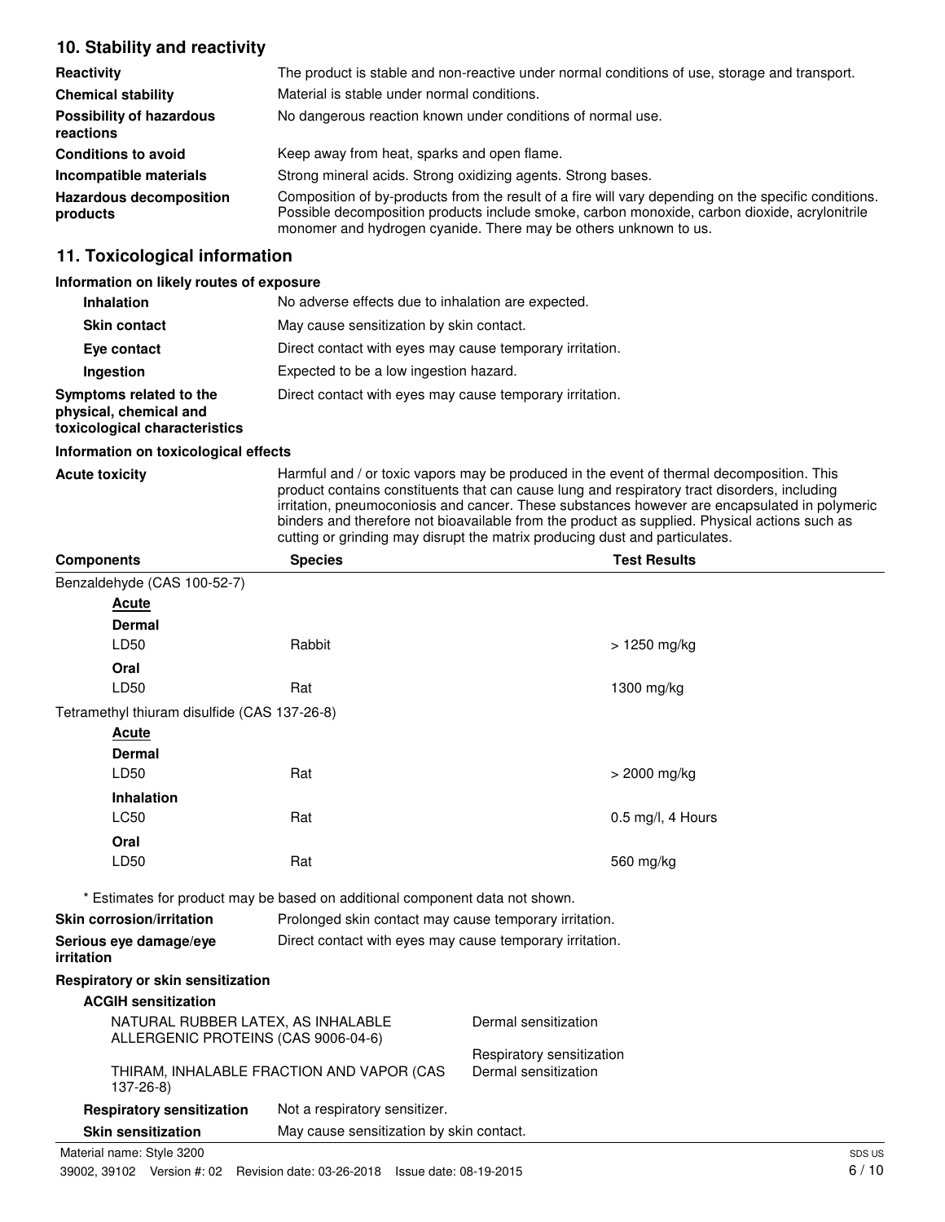## 10. Stability and reactivity

| | |
|---|---|
| **Reactivity** | The product is stable and non-reactive under normal conditions of use, storage and transport. |
| **Chemical stability** | Material is stable under normal conditions. |
| **Possibility of hazardous reactions** | No dangerous reaction known under conditions of normal use. |
| **Conditions to avoid** | Keep away from heat, sparks and open flame. |
| **Incompatible materials** | Strong mineral acids. Strong oxidizing agents. Strong bases. |
| **Hazardous decomposition products** | Composition of by-products from the result of a fire will vary depending on the specific conditions. Possible decomposition products include smoke, carbon monoxide, carbon dioxide, acrylonitrile monomer and hydrogen cyanide. There may be others unknown to us. |

## 11. Toxicological information

### Information on likely routes of exposure

| | |
|---|---|
| **Inhalation** | No adverse effects due to inhalation are expected. |
| **Skin contact** | May cause sensitization by skin contact. |
| **Eye contact** | Direct contact with eyes may cause temporary irritation. |
| **Ingestion** | Expected to be a low ingestion hazard. |
| **Symptoms related to the physical, chemical and toxicological characteristics** | Direct contact with eyes may cause temporary irritation. |

### Information on toxicological effects

**Acute toxicity** Harmful and / or toxic vapors may be produced in the event of thermal decomposition. This product contains constituents that can cause lung and respiratory tract disorders, including irritation, pneumoconiosis and cancer. These substances however are encapsulated in polymeric binders and therefore not bioavailable from the product as supplied. Physical actions such as cutting or grinding may disrupt the matrix producing dust and particulates.

| Components | Species | Test Results |
|---|---|---|
| Benzaldehyde (CAS 100-52-7) | | |
| **Acute** | | |
| **Dermal** | | |
| LD50 | Rabbit | > 1250 mg/kg |
| **Oral** | | |
| LD50 | Rat | 1300 mg/kg |
| Tetramethyl thiuram disulfide (CAS 137-26-8) | | |
| **Acute** | | |
| **Dermal** | | |
| LD50 | Rat | > 2000 mg/kg |
| **Inhalation** | | |
| LC50 | Rat | 0.5 mg/l, 4 Hours |
| **Oral** | | |
| LD50 | Rat | 560 mg/kg |

\* Estimates for product may be based on additional component data not shown.

| | |
|---|---|
| **Skin corrosion/irritation** | Prolonged skin contact may cause temporary irritation. |
| **Serious eye damage/eye irritation** | Direct contact with eyes may cause temporary irritation. |

**Respiratory or skin sensitization**

**ACGIH sensitization**

| | |
|---|---|
| NATURAL RUBBER LATEX, AS INHALABLE ALLERGENIC PROTEINS (CAS 9006-04-6) | Dermal sensitization |
| | Respiratory sensitization |
| THIRAM, INHALABLE FRACTION AND VAPOR (CAS 137-26-8) | Dermal sensitization |

| | |
|---|---|
| **Respiratory sensitization** | Not a respiratory sensitizer. |
| **Skin sensitization** | May cause sensitization by skin contact. |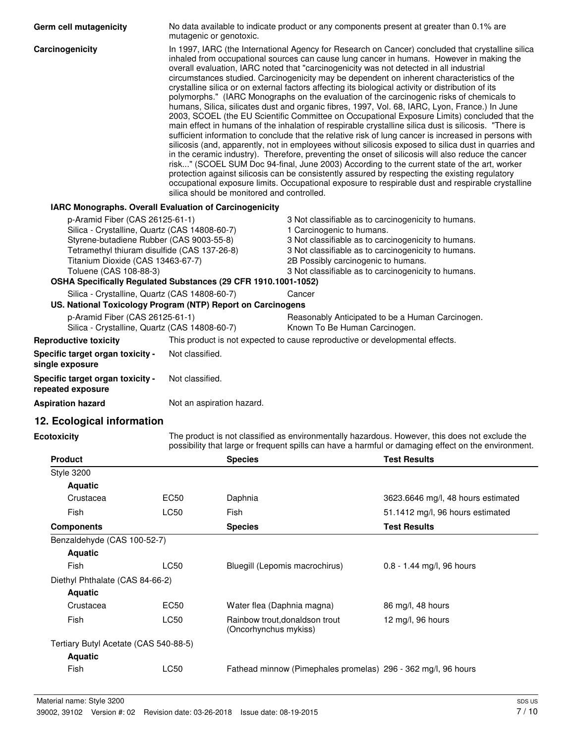**Germ cell mutagenicity** No data available to indicate product or any components present at greater than 0.1% are mutagenic or genotoxic.

**Carcinogenicity** In 1997, IARC (the International Agency for Research on Cancer) concluded that crystalline silica inhaled from occupational sources can cause lung cancer in humans. However in making the overall evaluation, IARC noted that "carcinogenicity was not detected in all industrial circumstances studied. Carcinogenicity may be dependent on inherent characteristics of the crystalline silica or on external factors affecting its biological activity or distribution of its polymorphs." (IARC Monographs on the evaluation of the carcinogenic risks of chemicals to humans, Silica, silicates dust and organic fibres, 1997, Vol. 68, IARC, Lyon, France.) In June 2003, SCOEL (the EU Scientific Committee on Occupational Exposure Limits) concluded that the main effect in humans of the inhalation of respirable crystalline silica dust is silicosis. "There is sufficient information to conclude that the relative risk of lung cancer is increased in persons with silicosis (and, apparently, not in employees without silicosis exposed to silica dust in quarries and in the ceramic industry). Therefore, preventing the onset of silicosis will also reduce the cancer risk..." (SCOEL SUM Doc 94-final, June 2003) According to the current state of the art, worker protection against silicosis can be consistently assured by respecting the existing regulatory occupational exposure limits. Occupational exposure to respirable dust and respirable crystalline silica should be monitored and controlled.

**IARC Monographs. Overall Evaluation of Carcinogenicity**

| | |
|---|---|
| p-Aramid Fiber (CAS 26125-61-1) | 3 Not classifiable as to carcinogenicity to humans. |
| Silica - Crystalline, Quartz (CAS 14808-60-7) | 1 Carcinogenic to humans. |
| Styrene-butadiene Rubber (CAS 9003-55-8) | 3 Not classifiable as to carcinogenicity to humans. |
| Tetramethyl thiuram disulfide (CAS 137-26-8) | 3 Not classifiable as to carcinogenicity to humans. |
| Titanium Dioxide (CAS 13463-67-7) | 2B Possibly carcinogenic to humans. |
| Toluene (CAS 108-88-3) | 3 Not classifiable as to carcinogenicity to humans. |

**OSHA Specifically Regulated Substances (29 CFR 1910.1001-1052)**

| | |
|---|---|
| Silica - Crystalline, Quartz (CAS 14808-60-7) | Cancer |

**US. National Toxicology Program (NTP) Report on Carcinogens**

| | |
|---|---|
| p-Aramid Fiber (CAS 26125-61-1) | Reasonably Anticipated to be a Human Carcinogen. |
| Silica - Crystalline, Quartz (CAS 14808-60-7) | Known To Be Human Carcinogen. |

**Reproductive toxicity** This product is not expected to cause reproductive or developmental effects.

**Specific target organ toxicity - single exposure** Not classified.

**Specific target organ toxicity - repeated exposure** Not classified.

**Aspiration hazard** Not an aspiration hazard.

## 12. Ecological information

**Ecotoxicity** The product is not classified as environmentally hazardous. However, this does not exclude the possibility that large or frequent spills can have a harmful or damaging effect on the environment.

| Product | | Species | Test Results |
|---|---|---|---|
| Style 3200 | | | |
| **Aquatic** | | | |
| Crustacea | EC50 | Daphnia | 3623.6646 mg/l, 48 hours estimated |
| Fish | LC50 | Fish | 51.1412 mg/l, 96 hours estimated |
| **Components** | | **Species** | **Test Results** |
| Benzaldehyde (CAS 100-52-7) | | | |
| **Aquatic** | | | |
| Fish | LC50 | Bluegill (Lepomis macrochirus) | 0.8 - 1.44 mg/l, 96 hours |
| Diethyl Phthalate (CAS 84-66-2) | | | |
| **Aquatic** | | | |
| Crustacea | EC50 | Water flea (Daphnia magna) | 86 mg/l, 48 hours |
| Fish | LC50 | Rainbow trout,donaldson trout (Oncorhynchus mykiss) | 12 mg/l, 96 hours |
| Tertiary Butyl Acetate (CAS 540-88-5) | | | |
| **Aquatic** | | | |
| Fish | LC50 | Fathead minnow (Pimephales promelas) | 296 - 362 mg/l, 96 hours |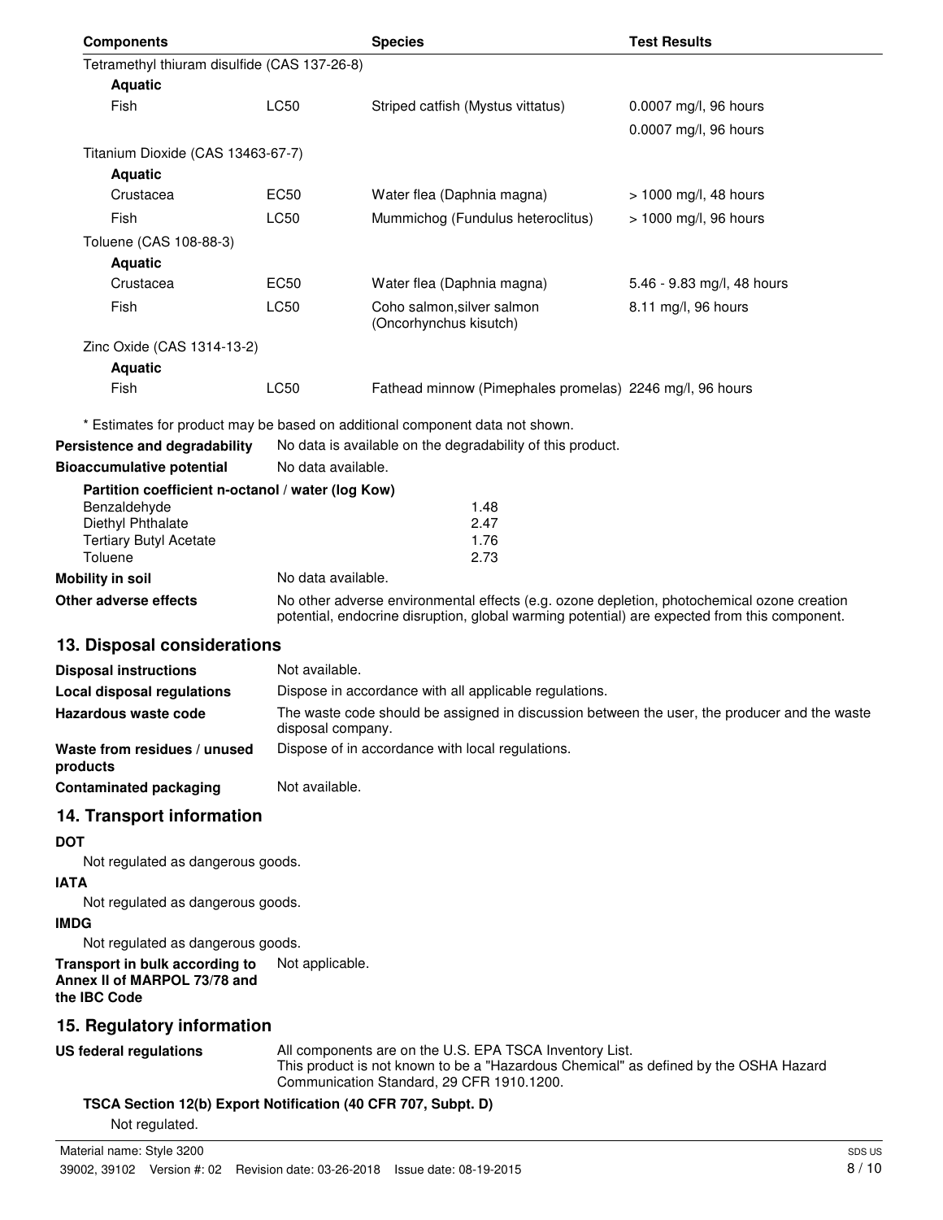| Components | | Species | Test Results |
|---|---|---|---|
| Tetramethyl thiuram disulfide (CAS 137-26-8) | | | |
| **Aquatic** | | | |
| Fish | LC50 | Striped catfish (Mystus vittatus) | 0.0007 mg/l, 96 hours |
| | | | 0.0007 mg/l, 96 hours |
| Titanium Dioxide (CAS 13463-67-7) | | | |
| **Aquatic** | | | |
| Crustacea | EC50 | Water flea (Daphnia magna) | > 1000 mg/l, 48 hours |
| Fish | LC50 | Mummichog (Fundulus heteroclitus) | > 1000 mg/l, 96 hours |
| Toluene (CAS 108-88-3) | | | |
| **Aquatic** | | | |
| Crustacea | EC50 | Water flea (Daphnia magna) | 5.46 - 9.83 mg/l, 48 hours |
| Fish | LC50 | Coho salmon,silver salmon (Oncorhynchus kisutch) | 8.11 mg/l, 96 hours |
| Zinc Oxide (CAS 1314-13-2) | | | |
| **Aquatic** | | | |
| Fish | LC50 | Fathead minnow (Pimephales promelas) | 2246 mg/l, 96 hours |

* Estimates for product may be based on additional component data not shown.

**Persistence and degradability** No data is available on the degradability of this product.

**Bioaccumulative potential** No data available.

**Partition coefficient n-octanol / water (log Kow)**

| | |
|---|---|
| Benzaldehyde | 1.48 |
| Diethyl Phthalate | 2.47 |
| Tertiary Butyl Acetate | 1.76 |
| Toluene | 2.73 |

**Mobility in soil** No data available.

**Other adverse effects** No other adverse environmental effects (e.g. ozone depletion, photochemical ozone creation potential, endocrine disruption, global warming potential) are expected from this component.

## 13. Disposal considerations

**Disposal instructions** Not available.

**Local disposal regulations** Dispose in accordance with all applicable regulations.

**Hazardous waste code** The waste code should be assigned in discussion between the user, the producer and the waste disposal company.

**Waste from residues / unused products** Dispose of in accordance with local regulations.

**Contaminated packaging** Not available.

## 14. Transport information

**DOT**

Not regulated as dangerous goods.

**IATA**

Not regulated as dangerous goods.

**IMDG**

Not regulated as dangerous goods.

**Transport in bulk according to Annex II of MARPOL 73/78 and the IBC Code** Not applicable.

## 15. Regulatory information

**US federal regulations** All components are on the U.S. EPA TSCA Inventory List.
This product is not known to be a "Hazardous Chemical" as defined by the OSHA Hazard Communication Standard, 29 CFR 1910.1200.

**TSCA Section 12(b) Export Notification (40 CFR 707, Subpt. D)**

Not regulated.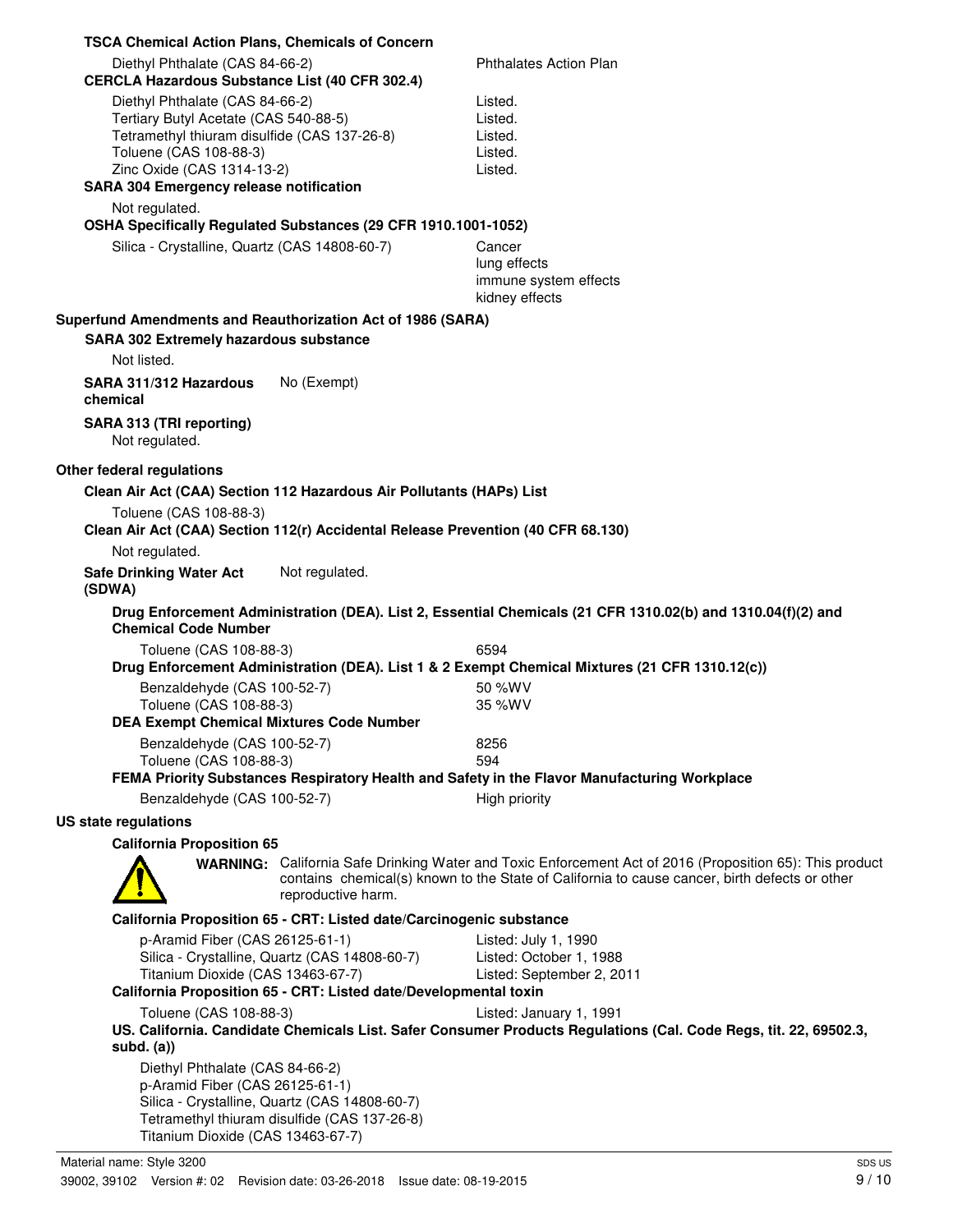**TSCA Chemical Action Plans, Chemicals of Concern**

| | |
|---|---|
| Diethyl Phthalate (CAS 84-66-2) | Phthalates Action Plan |

**CERCLA Hazardous Substance List (40 CFR 302.4)**

| | |
|---|---|
| Diethyl Phthalate (CAS 84-66-2) | Listed. |
| Tertiary Butyl Acetate (CAS 540-88-5) | Listed. |
| Tetramethyl thiuram disulfide (CAS 137-26-8) | Listed. |
| Toluene (CAS 108-88-3) | Listed. |
| Zinc Oxide (CAS 1314-13-2) | Listed. |

**SARA 304 Emergency release notification**

Not regulated.

**OSHA Specifically Regulated Substances (29 CFR 1910.1001-1052)**

| | |
|---|---|
| Silica - Crystalline, Quartz (CAS 14808-60-7) | Cancer<br>lung effects<br>immune system effects<br>kidney effects |

**Superfund Amendments and Reauthorization Act of 1986 (SARA)**

**SARA 302 Extremely hazardous substance**

Not listed.

**SARA 311/312 Hazardous chemical** No (Exempt)

**SARA 313 (TRI reporting)**

Not regulated.

**Other federal regulations**

**Clean Air Act (CAA) Section 112 Hazardous Air Pollutants (HAPs) List**

Toluene (CAS 108-88-3)

**Clean Air Act (CAA) Section 112(r) Accidental Release Prevention (40 CFR 68.130)**

Not regulated.

**Safe Drinking Water Act (SDWA)** Not regulated.

**Drug Enforcement Administration (DEA). List 2, Essential Chemicals (21 CFR 1310.02(b) and 1310.04(f)(2) and Chemical Code Number**

| | |
|---|---|
| Toluene (CAS 108-88-3) | 6594 |

**Drug Enforcement Administration (DEA). List 1 & 2 Exempt Chemical Mixtures (21 CFR 1310.12(c))**

| | |
|---|---|
| Benzaldehyde (CAS 100-52-7) | 50 %WV |
| Toluene (CAS 108-88-3) | 35 %WV |

**DEA Exempt Chemical Mixtures Code Number**

| | |
|---|---|
| Benzaldehyde (CAS 100-52-7) | 8256 |
| Toluene (CAS 108-88-3) | 594 |

**FEMA Priority Substances Respiratory Health and Safety in the Flavor Manufacturing Workplace**

| | |
|---|---|
| Benzaldehyde (CAS 100-52-7) | High priority |

**US state regulations**

**California Proposition 65**

**WARNING:** California Safe Drinking Water and Toxic Enforcement Act of 2016 (Proposition 65): This product contains chemical(s) known to the State of California to cause cancer, birth defects or other reproductive harm.

**California Proposition 65 - CRT: Listed date/Carcinogenic substance**

| | |
|---|---|
| p-Aramid Fiber (CAS 26125-61-1) | Listed: July 1, 1990 |
| Silica - Crystalline, Quartz (CAS 14808-60-7) | Listed: October 1, 1988 |
| Titanium Dioxide (CAS 13463-67-7) | Listed: September 2, 2011 |

**California Proposition 65 - CRT: Listed date/Developmental toxin**

| | |
|---|---|
| Toluene (CAS 108-88-3) | Listed: January 1, 1991 |

**US. California. Candidate Chemicals List. Safer Consumer Products Regulations (Cal. Code Regs, tit. 22, 69502.3, subd. (a))**

Diethyl Phthalate (CAS 84-66-2)
p-Aramid Fiber (CAS 26125-61-1)
Silica - Crystalline, Quartz (CAS 14808-60-7)
Tetramethyl thiuram disulfide (CAS 137-26-8)
Titanium Dioxide (CAS 13463-67-7)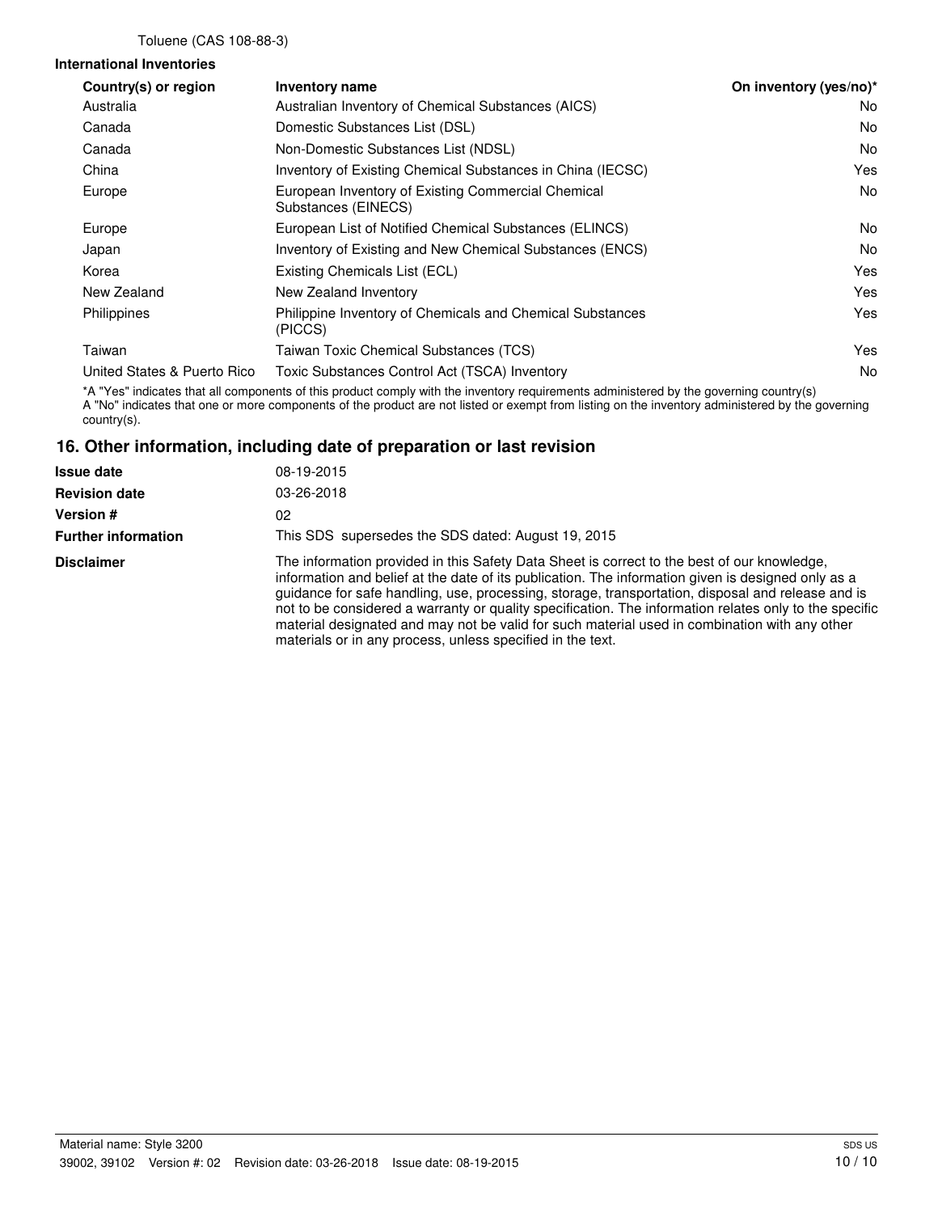Toluene (CAS 108-88-3)

**International Inventories**

| Country(s) or region | Inventory name | On inventory (yes/no)* |
|---|---|---|
| Australia | Australian Inventory of Chemical Substances (AICS) | No |
| Canada | Domestic Substances List (DSL) | No |
| Canada | Non-Domestic Substances List (NDSL) | No |
| China | Inventory of Existing Chemical Substances in China (IECSC) | Yes |
| Europe | European Inventory of Existing Commercial Chemical Substances (EINECS) | No |
| Europe | European List of Notified Chemical Substances (ELINCS) | No |
| Japan | Inventory of Existing and New Chemical Substances (ENCS) | No |
| Korea | Existing Chemicals List (ECL) | Yes |
| New Zealand | New Zealand Inventory | Yes |
| Philippines | Philippine Inventory of Chemicals and Chemical Substances (PICCS) | Yes |
| Taiwan | Taiwan Toxic Chemical Substances (TCS) | Yes |
| United States & Puerto Rico | Toxic Substances Control Act (TSCA) Inventory | No |

*A "Yes" indicates that all components of this product comply with the inventory requirements administered by the governing country(s)
A "No" indicates that one or more components of the product are not listed or exempt from listing on the inventory administered by the governing country(s).

## 16. Other information, including date of preparation or last revision

**Issue date** 08-19-2015

**Revision date** 03-26-2018

**Version #** 02

**Further information** This SDS supersedes the SDS dated: August 19, 2015

**Disclaimer** The information provided in this Safety Data Sheet is correct to the best of our knowledge, information and belief at the date of its publication. The information given is designed only as a guidance for safe handling, use, processing, storage, transportation, disposal and release and is not to be considered a warranty or quality specification. The information relates only to the specific material designated and may not be valid for such material used in combination with any other materials or in any process, unless specified in the text.